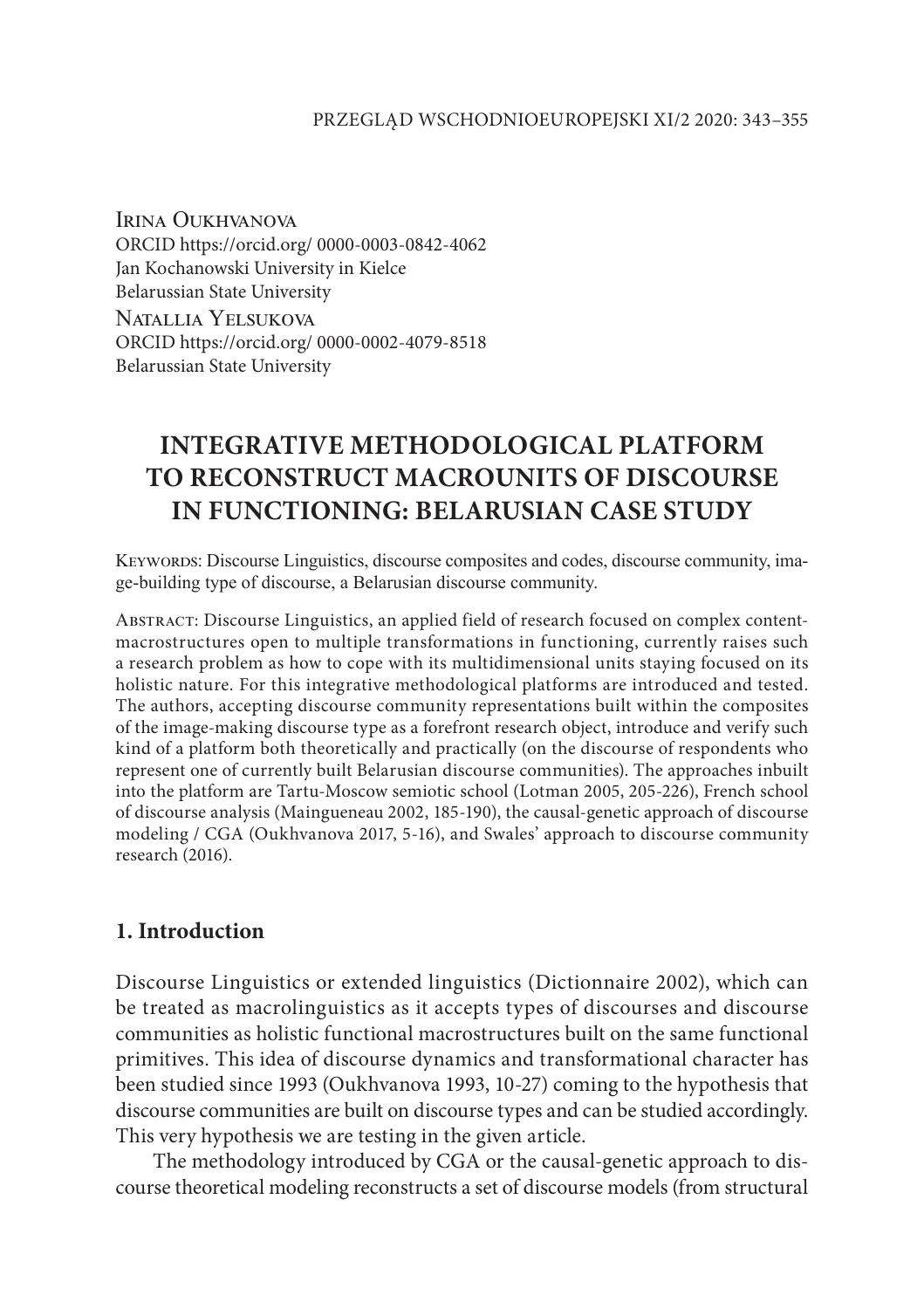Irina Oukhvanova
ORCID https://orcid.org/ 0000-0003-0842-4062
Jan Kochanowski University in Kielce
Belarussian State University

Natallia Yelsukova
ORCID https://orcid.org/ 0000-0002-4079-8518
Belarussian State University

# INTEGRATIVE METHODOLOGICAL PLATFORM TO RECONSTRUCT MACROUNITS OF DISCOURSE IN FUNCTIONING: BELARUSIAN CASE STUDY

Keywords: Discourse Linguistics, discourse composites and codes, discourse community, image-building type of discourse, a Belarusian discourse community.

Abstract: Discourse Linguistics, an applied field of research focused on complex content-macrostructures open to multiple transformations in functioning, currently raises such a research problem as how to cope with its multidimensional units staying focused on its holistic nature. For this integrative methodological platforms are introduced and tested. The authors, accepting discourse community representations built within the composites of the image-making discourse type as a forefront research object, introduce and verify such kind of a platform both theoretically and practically (on the discourse of respondents who represent one of currently built Belarusian discourse communities). The approaches inbuilt into the platform are Tartu-Moscow semiotic school (Lotman 2005, 205-226), French school of discourse analysis (Maingueneau 2002, 185-190), the causal-genetic approach of discourse modeling / CGA (Oukhvanova 2017, 5-16), and Swales' approach to discourse community research (2016).

## 1. Introduction

Discourse Linguistics or extended linguistics (Dictionnaire 2002), which can be treated as macrolinguistics as it accepts types of discourses and discourse communities as holistic functional macrostructures built on the same functional primitives. This idea of discourse dynamics and transformational character has been studied since 1993 (Oukhvanova 1993, 10-27) coming to the hypothesis that discourse communities are built on discourse types and can be studied accordingly. This very hypothesis we are testing in the given article.

The methodology introduced by CGA or the causal-genetic approach to discourse theoretical modeling reconstructs a set of discourse models (from structural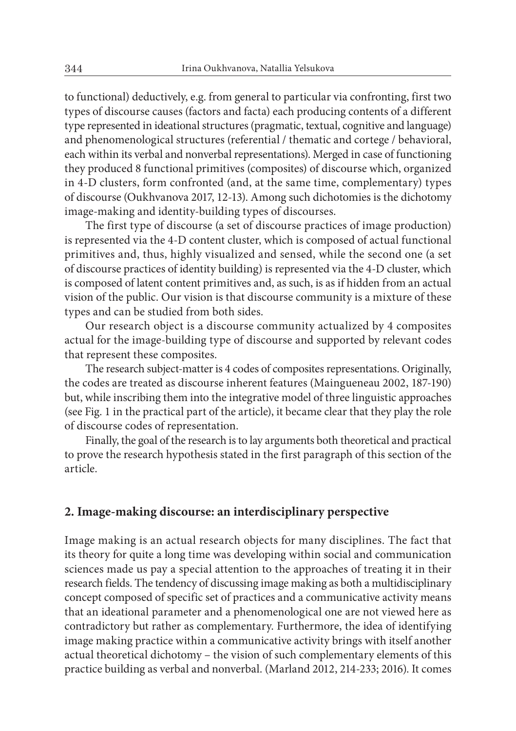to functional) deductively, e.g. from general to particular via confronting, first two types of discourse causes (factors and facta) each producing contents of a different type represented in ideational structures (pragmatic, textual, cognitive and language) and phenomenological structures (referential / thematic and cortege / behavioral, each within its verbal and nonverbal representations). Merged in case of functioning they produced 8 functional primitives (composites) of discourse which, organized in 4-D clusters, form confronted (and, at the same time, complementary) types of discourse (Oukhvanova 2017, 12-13). Among such dichotomies is the dichotomy image-making and identity-building types of discourses.

The first type of discourse (a set of discourse practices of image production) is represented via the 4-D content cluster, which is composed of actual functional primitives and, thus, highly visualized and sensed, while the second one (a set of discourse practices of identity building) is represented via the 4-D cluster, which is composed of latent content primitives and, as such, is as if hidden from an actual vision of the public. Our vision is that discourse community is a mixture of these types and can be studied from both sides.

Our research object is a discourse community actualized by 4 composites actual for the image-building type of discourse and supported by relevant codes that represent these composites.

The research subject-matter is 4 codes of composites representations. Originally, the codes are treated as discourse inherent features (Maingueneau 2002, 187-190) but, while inscribing them into the integrative model of three linguistic approaches (see Fig. 1 in the practical part of the article), it became clear that they play the role of discourse codes of representation.

Finally, the goal of the research is to lay arguments both theoretical and practical to prove the research hypothesis stated in the first paragraph of this section of the article.

## 2. Image-making discourse: an interdisciplinary perspective

Image making is an actual research objects for many disciplines. The fact that its theory for quite a long time was developing within social and communication sciences made us pay a special attention to the approaches of treating it in their research fields. The tendency of discussing image making as both a multidisciplinary concept composed of specific set of practices and a communicative activity means that an ideational parameter and a phenomenological one are not viewed here as contradictory but rather as complementary. Furthermore, the idea of identifying image making practice within a communicative activity brings with itself another actual theoretical dichotomy – the vision of such complementary elements of this practice building as verbal and nonverbal. (Marland 2012, 214-233; 2016). It comes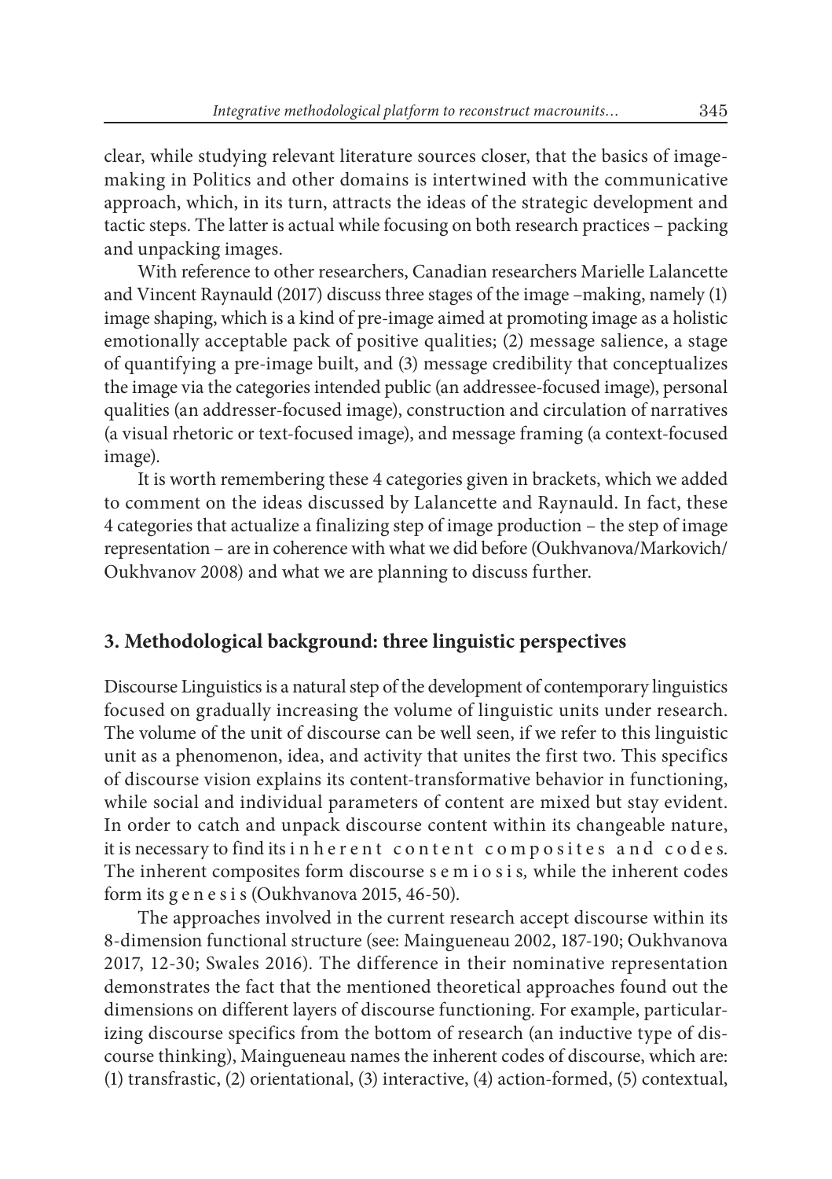clear, while studying relevant literature sources closer, that the basics of image-making in Politics and other domains is intertwined with the communicative approach, which, in its turn, attracts the ideas of the strategic development and tactic steps. The latter is actual while focusing on both research practices – packing and unpacking images.

With reference to other researchers, Canadian researchers Marielle Lalancette and Vincent Raynauld (2017) discuss three stages of the image –making, namely (1) image shaping, which is a kind of pre-image aimed at promoting image as a holistic emotionally acceptable pack of positive qualities; (2) message salience, a stage of quantifying a pre-image built, and (3) message credibility that conceptualizes the image via the categories intended public (an addressee-focused image), personal qualities (an addresser-focused image), construction and circulation of narratives (a visual rhetoric or text-focused image), and message framing (a context-focused image).

It is worth remembering these 4 categories given in brackets, which we added to comment on the ideas discussed by Lalancette and Raynauld. In fact, these 4 categories that actualize a finalizing step of image production – the step of image representation – are in coherence with what we did before (Oukhvanova/Markovich/Oukhvanov 2008) and what we are planning to discuss further.

## 3. Methodological background: three linguistic perspectives

Discourse Linguistics is a natural step of the development of contemporary linguistics focused on gradually increasing the volume of linguistic units under research. The volume of the unit of discourse can be well seen, if we refer to this linguistic unit as a phenomenon, idea, and activity that unites the first two. This specifics of discourse vision explains its content-transformative behavior in functioning, while social and individual parameters of content are mixed but stay evident. In order to catch and unpack discourse content within its changeable nature, it is necessary to find its i n h e r e n t  c o n t e n t  c o m p o s i t e s  a n d  c o d e s. The inherent composites form discourse s e m i o s i s, while the inherent codes form its g e n e s i s (Oukhvanova 2015, 46-50).

The approaches involved in the current research accept discourse within its 8-dimension functional structure (see: Maingueneau 2002, 187-190; Oukhvanova 2017, 12-30; Swales 2016). The difference in their nominative representation demonstrates the fact that the mentioned theoretical approaches found out the dimensions on different layers of discourse functioning. For example, particularizing discourse specifics from the bottom of research (an inductive type of discourse thinking), Maingueneau names the inherent codes of discourse, which are: (1) transfrastic, (2) orientational, (3) interactive, (4) action-formed, (5) contextual,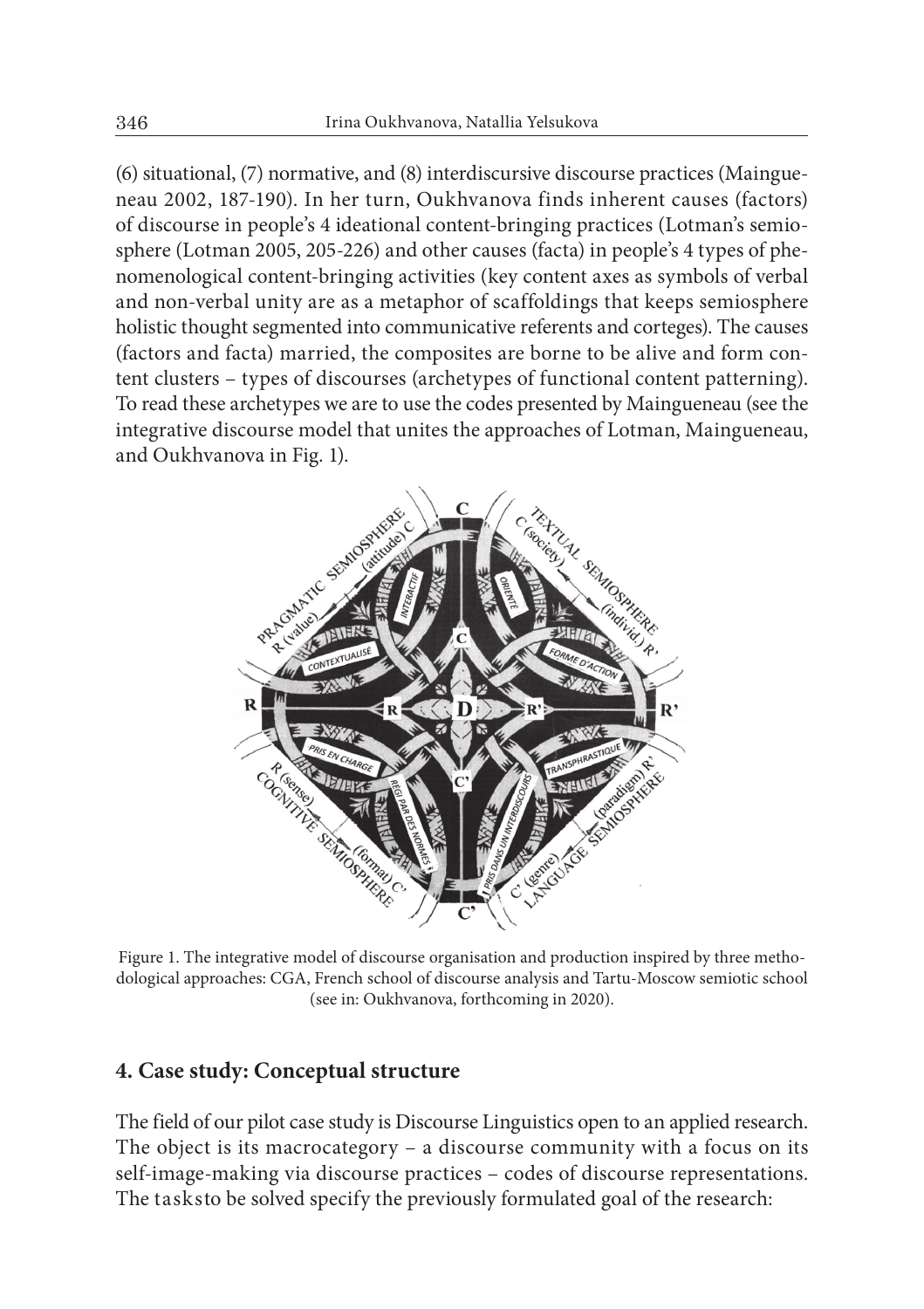(6) situational, (7) normative, and (8) interdiscursive discourse practices (Maingueneau 2002, 187-190). In her turn, Oukhvanova finds inherent causes (factors) of discourse in people's 4 ideational content-bringing practices (Lotman's semiosphere (Lotman 2005, 205-226) and other causes (facta) in people's 4 types of phenomenological content-bringing activities (key content axes as symbols of verbal and non-verbal unity are as a metaphor of scaffoldings that keeps semiosphere holistic thought segmented into communicative referents and corteges). The causes (factors and facta) married, the composites are borne to be alive and form content clusters – types of discourses (archetypes of functional content patterning). To read these archetypes we are to use the codes presented by Maingueneau (see the integrative discourse model that unites the approaches of Lotman, Maingueneau, and Oukhvanova in Fig. 1).

Figure 1. The integrative model of discourse organisation and production inspired by three methodological approaches: CGA, French school of discourse analysis and Tartu-Moscow semiotic school (see in: Oukhvanova, forthcoming in 2020).

## 4. Case study: Conceptual structure

The field of our pilot case study is Discourse Linguistics open to an applied research. The object is its macrocategory – a discourse community with a focus on its self-image-making via discourse practices – codes of discourse representations. The tasksto be solved specify the previously formulated goal of the research: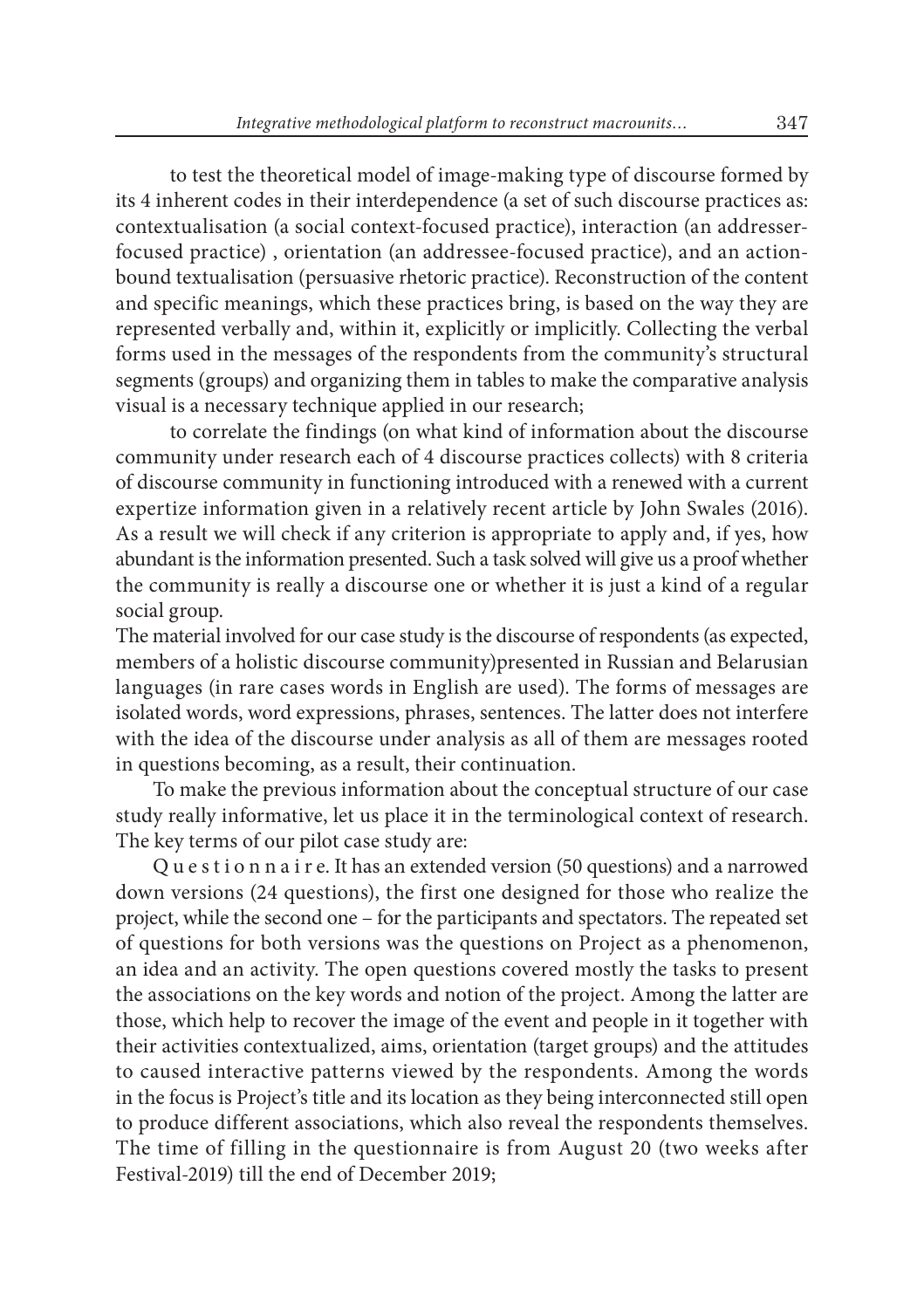to test the theoretical model of image-making type of discourse formed by its 4 inherent codes in their interdependence (a set of such discourse practices as: contextualisation (a social context-focused practice), interaction (an addresser-focused practice) , orientation (an addressee-focused practice), and an action-bound textualisation (persuasive rhetoric practice). Reconstruction of the content and specific meanings, which these practices bring, is based on the way they are represented verbally and, within it, explicitly or implicitly. Collecting the verbal forms used in the messages of the respondents from the community's structural segments (groups) and organizing them in tables to make the comparative analysis visual is a necessary technique applied in our research;

to correlate the findings (on what kind of information about the discourse community under research each of 4 discourse practices collects) with 8 criteria of discourse community in functioning introduced with a renewed with a current expertize information given in a relatively recent article by John Swales (2016). As a result we will check if any criterion is appropriate to apply and, if yes, how abundant is the information presented. Such a task solved will give us a proof whether the community is really a discourse one or whether it is just a kind of a regular social group.

The material involved for our case study is the discourse of respondents (as expected, members of a holistic discourse community)presented in Russian and Belarusian languages (in rare cases words in English are used). The forms of messages are isolated words, word expressions, phrases, sentences. The latter does not interfere with the idea of the discourse under analysis as all of them are messages rooted in questions becoming, as a result, their continuation.

To make the previous information about the conceptual structure of our case study really informative, let us place it in the terminological context of research. The key terms of our pilot case study are:

Q u e s t i o n n a i r e. It has an extended version (50 questions) and a narrowed down versions (24 questions), the first one designed for those who realize the project, while the second one – for the participants and spectators. The repeated set of questions for both versions was the questions on Project as a phenomenon, an idea and an activity. The open questions covered mostly the tasks to present the associations on the key words and notion of the project. Among the latter are those, which help to recover the image of the event and people in it together with their activities contextualized, aims, orientation (target groups) and the attitudes to caused interactive patterns viewed by the respondents. Among the words in the focus is Project's title and its location as they being interconnected still open to produce different associations, which also reveal the respondents themselves. The time of filling in the questionnaire is from August 20 (two weeks after Festival-2019) till the end of December 2019;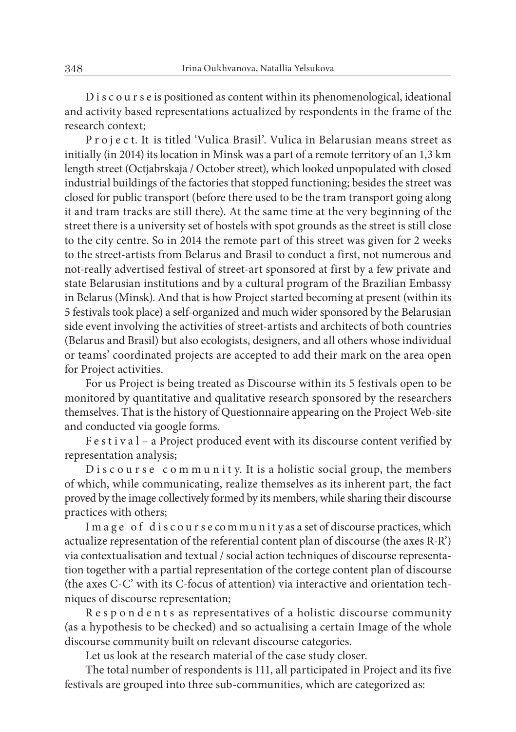D i s c o u r s e is positioned as content within its phenomenological, ideational and activity based representations actualized by respondents in the frame of the research context;

P r o j e c t. It is titled 'Vulica Brasil'. Vulica in Belarusian means street as initially (in 2014) its location in Minsk was a part of a remote territory of an 1,3 km length street (Octjabrskaja / October street), which looked unpopulated with closed industrial buildings of the factories that stopped functioning; besides the street was closed for public transport (before there used to be the tram transport going along it and tram tracks are still there). At the same time at the very beginning of the street there is a university set of hostels with spot grounds as the street is still close to the city centre. So in 2014 the remote part of this street was given for 2 weeks to the street-artists from Belarus and Brasil to conduct a first, not numerous and not-really advertised festival of street-art sponsored at first by a few private and state Belarusian institutions and by a cultural program of the Brazilian Embassy in Belarus (Minsk). And that is how Project started becoming at present (within its 5 festivals took place) a self-organized and much wider sponsored by the Belarusian side event involving the activities of street-artists and architects of both countries (Belarus and Brasil) but also ecologists, designers, and all others whose individual or teams' coordinated projects are accepted to add their mark on the area open for Project activities.

For us Project is being treated as Discourse within its 5 festivals open to be monitored by quantitative and qualitative research sponsored by the researchers themselves. That is the history of Questionnaire appearing on the Project Web-site and conducted via google forms.

F e s t i v a l – a Project produced event with its discourse content verified by representation analysis;

D i s c o u r s e c o m m u n i t y. It is a holistic social group, the members of which, while communicating, realize themselves as its inherent part, the fact proved by the image collectively formed by its members, while sharing their discourse practices with others;

I m a g e o f d i s c o u r s e c o m m u n i t y as a set of discourse practices, which actualize representation of the referential content plan of discourse (the axes R-R') via contextualisation and textual / social action techniques of discourse representation together with a partial representation of the cortege content plan of discourse (the axes C-C' with its C-focus of attention) via interactive and orientation techniques of discourse representation;

R e s p o n d e n t s as representatives of a holistic discourse community (as a hypothesis to be checked) and so actualising a certain Image of the whole discourse community built on relevant discourse categories.

Let us look at the research material of the case study closer.

The total number of respondents is 111, all participated in Project and its five festivals are grouped into three sub-communities, which are categorized as: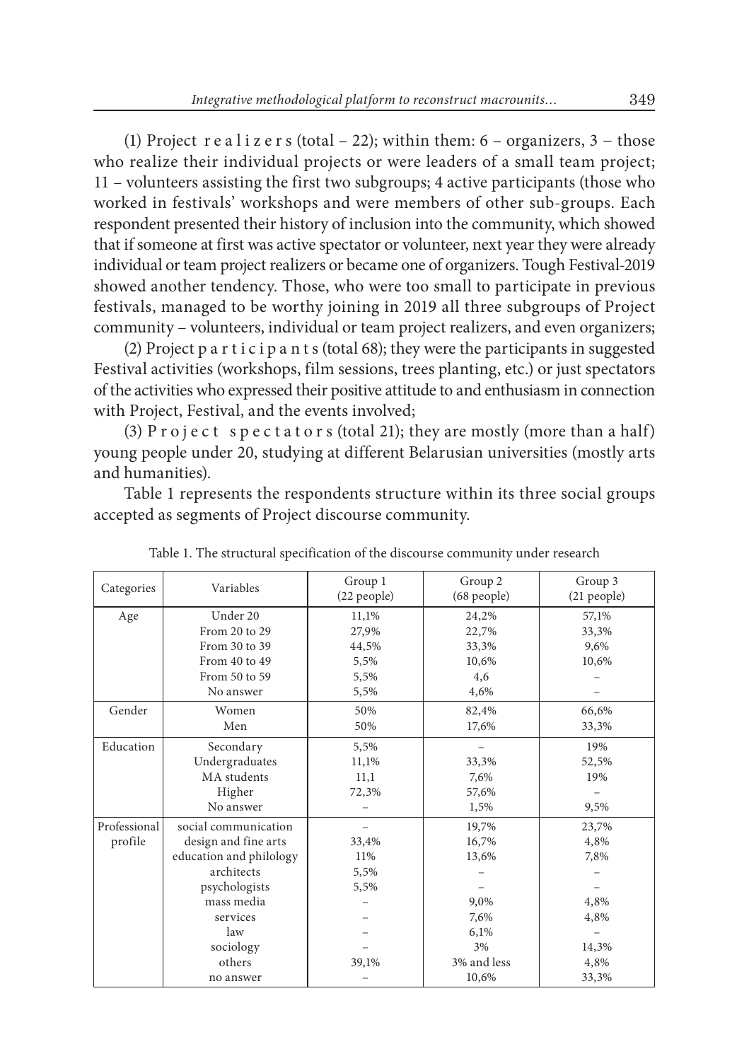(1) Project r e a l i z e r s (total – 22); within them: 6 – organizers, 3 – those who realize their individual projects or were leaders of a small team project; 11 – volunteers assisting the first two subgroups; 4 active participants (those who worked in festivals' workshops and were members of other sub-groups. Each respondent presented their history of inclusion into the community, which showed that if someone at first was active spectator or volunteer, next year they were already individual or team project realizers or became one of organizers. Tough Festival-2019 showed another tendency. Those, who were too small to participate in previous festivals, managed to be worthy joining in 2019 all three subgroups of Project community – volunteers, individual or team project realizers, and even organizers;

(2) Project p a r t i c i p a n t s (total 68); they were the participants in suggested Festival activities (workshops, film sessions, trees planting, etc.) or just spectators of the activities who expressed their positive attitude to and enthusiasm in connection with Project, Festival, and the events involved;

(3) P r o j e c t s p e c t a t o r s (total 21); they are mostly (more than a half) young people under 20, studying at different Belarusian universities (mostly arts and humanities).

Table 1 represents the respondents structure within its three social groups accepted as segments of Project discourse community.

Table 1. The structural specification of the discourse community under research

| Categories | Variables | Group 1 (22 people) | Group 2 (68 people) | Group 3 (21 people) |
|---|---|---|---|---|
| Age | Under 20 | 11,1% | 24,2% | 57,1% |
| | From 20 to 29 | 27,9% | 22,7% | 33,3% |
| | From 30 to 39 | 44,5% | 33,3% | 9,6% |
| | From 40 to 49 | 5,5% | 10,6% | 10,6% |
| | From 50 to 59 | 5,5% | 4,6 | – |
| | No answer | 5,5% | 4,6% | – |
| Gender | Women | 50% | 82,4% | 66,6% |
| | Men | 50% | 17,6% | 33,3% |
| Education | Secondary | 5,5% | – | 19% |
| | Undergraduates | 11,1% | 33,3% | 52,5% |
| | MA students | 11,1 | 7,6% | 19% |
| | Higher | 72,3% | 57,6% | – |
| | No answer | – | 1,5% | 9,5% |
| Professional profile | social communication | – | 19,7% | 23,7% |
| | design and fine arts | 33,4% | 16,7% | 4,8% |
| | education and philology | 11% | 13,6% | 7,8% |
| | architects | 5,5% | – | – |
| | psychologists | 5,5% | – | – |
| | mass media | – | 9,0% | 4,8% |
| | services | – | 7,6% | 4,8% |
| | law | – | 6,1% | – |
| | sociology | – | 3% | 14,3% |
| | others | 39,1% | 3% and less | 4,8% |
| | no answer | – | 10,6% | 33,3% |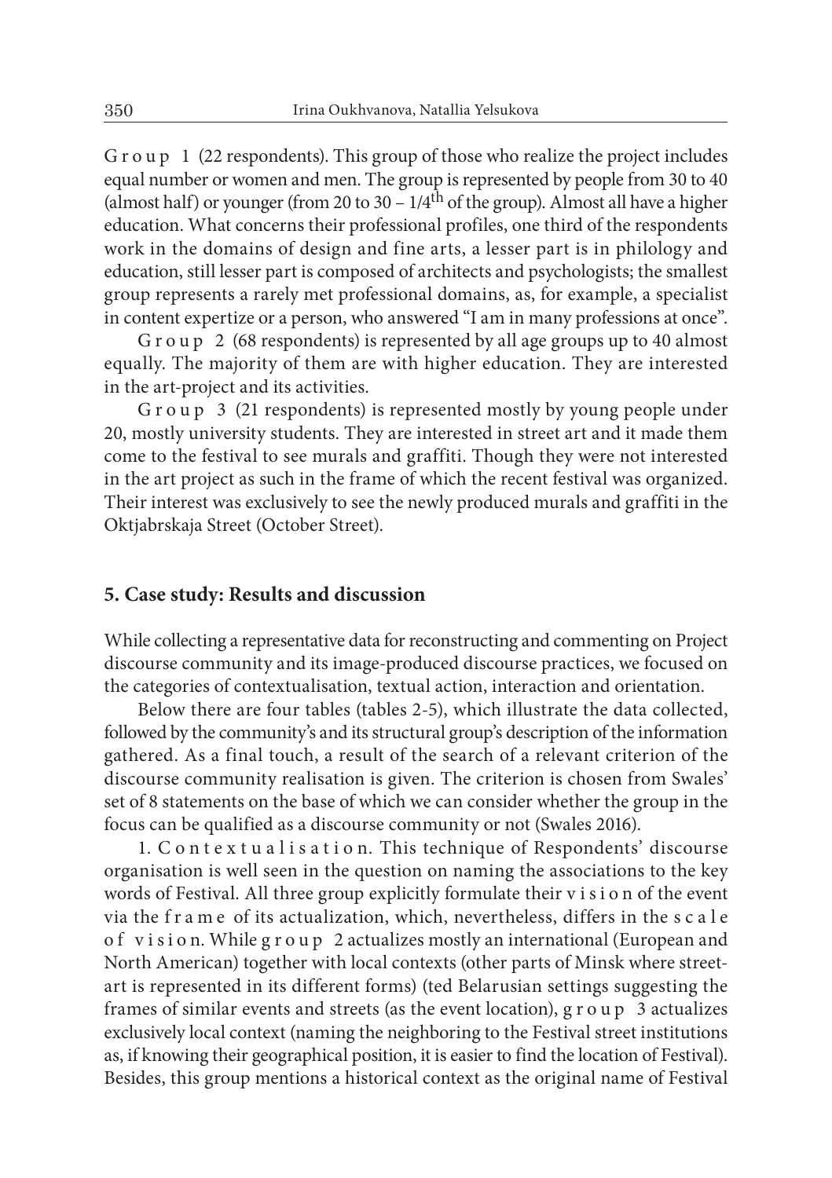Group 1 (22 respondents). This group of those who realize the project includes equal number or women and men. The group is represented by people from 30 to 40 (almost half) or younger (from 20 to 30 – 1/4$^{th}$ of the group). Almost all have a higher education. What concerns their professional profiles, one third of the respondents work in the domains of design and fine arts, a lesser part is in philology and education, still lesser part is composed of architects and psychologists; the smallest group represents a rarely met professional domains, as, for example, a specialist in content expertize or a person, who answered "I am in many professions at once".

Group 2 (68 respondents) is represented by all age groups up to 40 almost equally. The majority of them are with higher education. They are interested in the art-project and its activities.

Group 3 (21 respondents) is represented mostly by young people under 20, mostly university students. They are interested in street art and it made them come to the festival to see murals and graffiti. Though they were not interested in the art project as such in the frame of which the recent festival was organized. Their interest was exclusively to see the newly produced murals and graffiti in the Oktjabrskaja Street (October Street).

## 5. Case study: Results and discussion

While collecting a representative data for reconstructing and commenting on Project discourse community and its image-produced discourse practices, we focused on the categories of contextualisation, textual action, interaction and orientation.

Below there are four tables (tables 2-5), which illustrate the data collected, followed by the community's and its structural group's description of the information gathered. As a final touch, a result of the search of a relevant criterion of the discourse community realisation is given. The criterion is chosen from Swales' set of 8 statements on the base of which we can consider whether the group in the focus can be qualified as a discourse community or not (Swales 2016).

1. Contextualisation. This technique of Respondents' discourse organisation is well seen in the question on naming the associations to the key words of Festival. All three group explicitly formulate their vision of the event via the frame of its actualization, which, nevertheless, differs in the scale of vision. While group 2 actualizes mostly an international (European and North American) together with local contexts (other parts of Minsk where street-art is represented in its different forms) (ted Belarusian settings suggesting the frames of similar events and streets (as the event location), group 3 actualizes exclusively local context (naming the neighboring to the Festival street institutions as, if knowing their geographical position, it is easier to find the location of Festival). Besides, this group mentions a historical context as the original name of Festival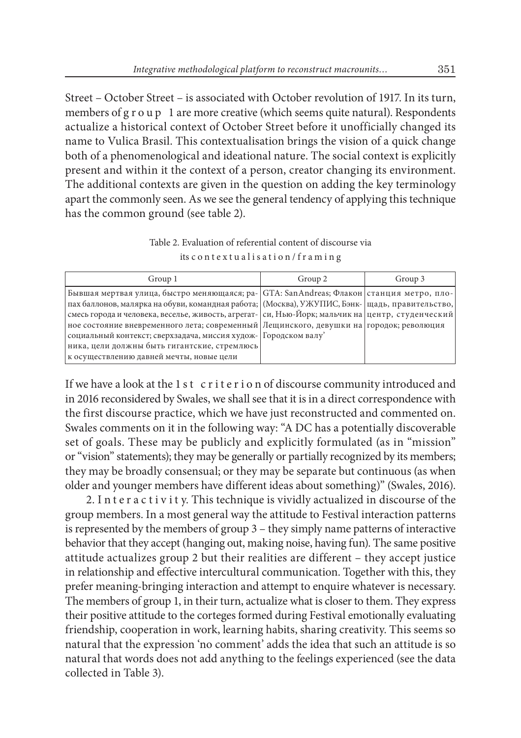Street – October Street – is associated with October revolution of 1917. In its turn, members of group 1 are more creative (which seems quite natural). Respondents actualize a historical context of October Street before it unofficially changed its name to Vulica Brasil. This contextualisation brings the vision of a quick change both of a phenomenological and ideational nature. The social context is explicitly present and within it the context of a person, creator changing its environment. The additional contexts are given in the question on adding the key terminology apart the commonly seen. As we see the general tendency of applying this technique has the common ground (see table 2).

Table 2. Evaluation of referential content of discourse via its contextualisation/framing

| Group 1 | Group 2 | Group 3 |
|---|---|---|
| Бывшая мертвая улица, быстро меняющаяся; запах баллонов, малярка на обуви, командная работа; смесь города и человека, веселье, живость, агрегатное состояние вневременного лета; современный социальный контекст; сверхзадача, миссия художника, цели должны быть гигантские, стремлюсь к осуществлению давней мечты, новые цели | GTA: SanAndreas; Флакон (Москва), УЖУПИС, Бэнкси, Нью-Йорк; мальчик на Лещинского, девушки на Городском валу' | станция метро, площадь, правительство, центр, студенческий городок; революция |

If we have a look at the 1st criterion of discourse community introduced and in 2016 reconsidered by Swales, we shall see that it is in a direct correspondence with the first discourse practice, which we have just reconstructed and commented on. Swales comments on it in the following way: "A DC has a potentially discoverable set of goals. These may be publicly and explicitly formulated (as in "mission" or "vision" statements); they may be generally or partially recognized by its members; they may be broadly consensual; or they may be separate but continuous (as when older and younger members have different ideas about something)" (Swales, 2016).

2. Interactivity. This technique is vividly actualized in discourse of the group members. In a most general way the attitude to Festival interaction patterns is represented by the members of group 3 – they simply name patterns of interactive behavior that they accept (hanging out, making noise, having fun). The same positive attitude actualizes group 2 but their realities are different – they accept justice in relationship and effective intercultural communication. Together with this, they prefer meaning-bringing interaction and attempt to enquire whatever is necessary. The members of group 1, in their turn, actualize what is closer to them. They express their positive attitude to the corteges formed during Festival emotionally evaluating friendship, cooperation in work, learning habits, sharing creativity. This seems so natural that the expression 'no comment' adds the idea that such an attitude is so natural that words does not add anything to the feelings experienced (see the data collected in Table 3).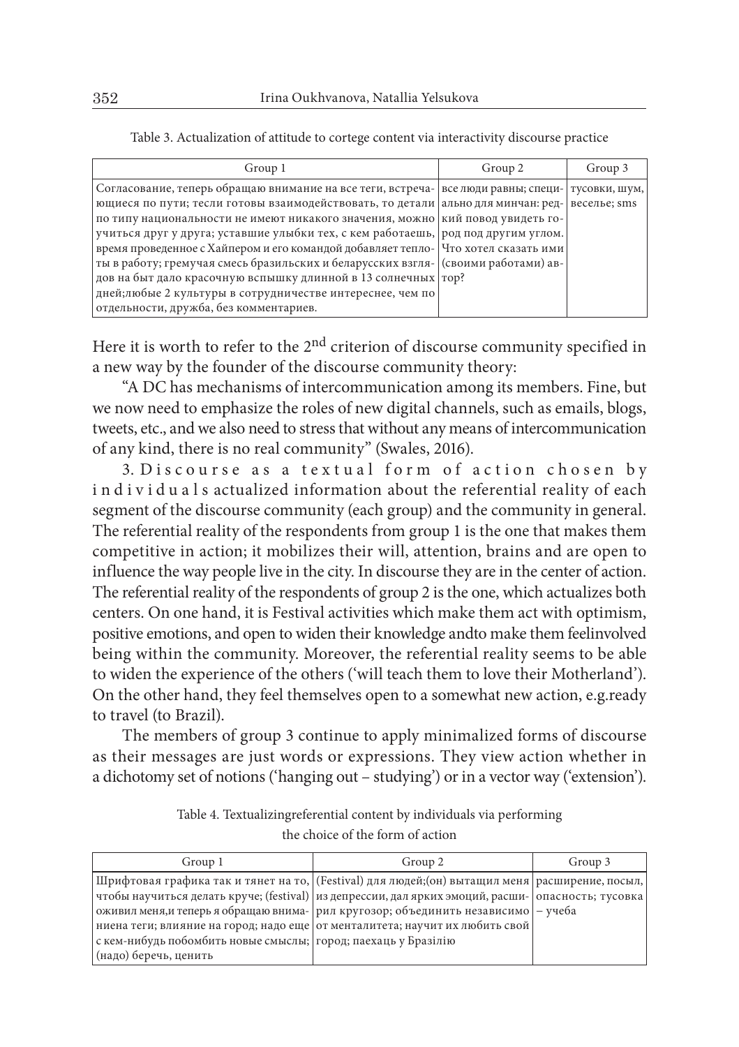Table 3. Actualization of attitude to cortege content via interactivity discourse practice

| Group 1 | Group 2 | Group 3 |
|---|---|---|
| Согласование, теперь обращаю внимание на все теги, встречающиеся по пути; тесли готовы взаимодействовать, то детали по типу национальности не имеют никакого значения, можно учиться друг у друга; уставшие улыбки тех, с кем работаешь, время проведенное с Хайпером и его командой добавляет теплоты в работу; гремучая смесь бразильских и беларусских взглядов на быт дало красочную вспышку длинной в 13 солнечных дней;любые 2 культуры в сотрудничестве интереснее, чем по отдельности, дружба, без комментариев. | все люди равны; специально для минчан: редкий повод увидеть город под другим углом. Что хотел сказать ими (своими работами) автор? | тусовки, шум, веселье; sms |

Here it is worth to refer to the 2nd criterion of discourse community specified in a new way by the founder of the discourse community theory:

"A DC has mechanisms of intercommunication among its members. Fine, but we now need to emphasize the roles of new digital channels, such as emails, blogs, tweets, etc., and we also need to stress that without any means of intercommunication of any kind, there is no real community" (Swales, 2016).

3. Discourse as a textual form of action chosen by individuals actualized information about the referential reality of each segment of the discourse community (each group) and the community in general. The referential reality of the respondents from group 1 is the one that makes them competitive in action; it mobilizes their will, attention, brains and are open to influence the way people live in the city. In discourse they are in the center of action. The referential reality of the respondents of group 2 is the one, which actualizes both centers. On one hand, it is Festival activities which make them act with optimism, positive emotions, and open to widen their knowledge andto make them feelinvolved being within the community. Moreover, the referential reality seems to be able to widen the experience of the others ('will teach them to love their Motherland'). On the other hand, they feel themselves open to a somewhat new action, e.g.ready to travel (to Brazil).

The members of group 3 continue to apply minimalized forms of discourse as their messages are just words or expressions. They view action whether in a dichotomy set of notions ('hanging out – studying') or in a vector way ('extension').

Table 4. Textualizingreferential content by individuals via performing the choice of the form of action

| Group 1 | Group 2 | Group 3 |
|---|---|---|
| Шрифтовая графика так и тянет на то, чтобы научиться делать круче; (festival) оживил меня,и теперь я обращаю внимание на теги; влияние на город; надо еще с кем-нибудь побомбить новые смыслы; (надо) беречь, ценить | (Festival) для людей;(он) вытащил меня из депрессии, дал ярких эмоций, расширил кругозор; объединить независимо от менталитета; научит их любить свой город; паехаць у Бразілію | расширение, посыл, опасность; тусовка – учеба |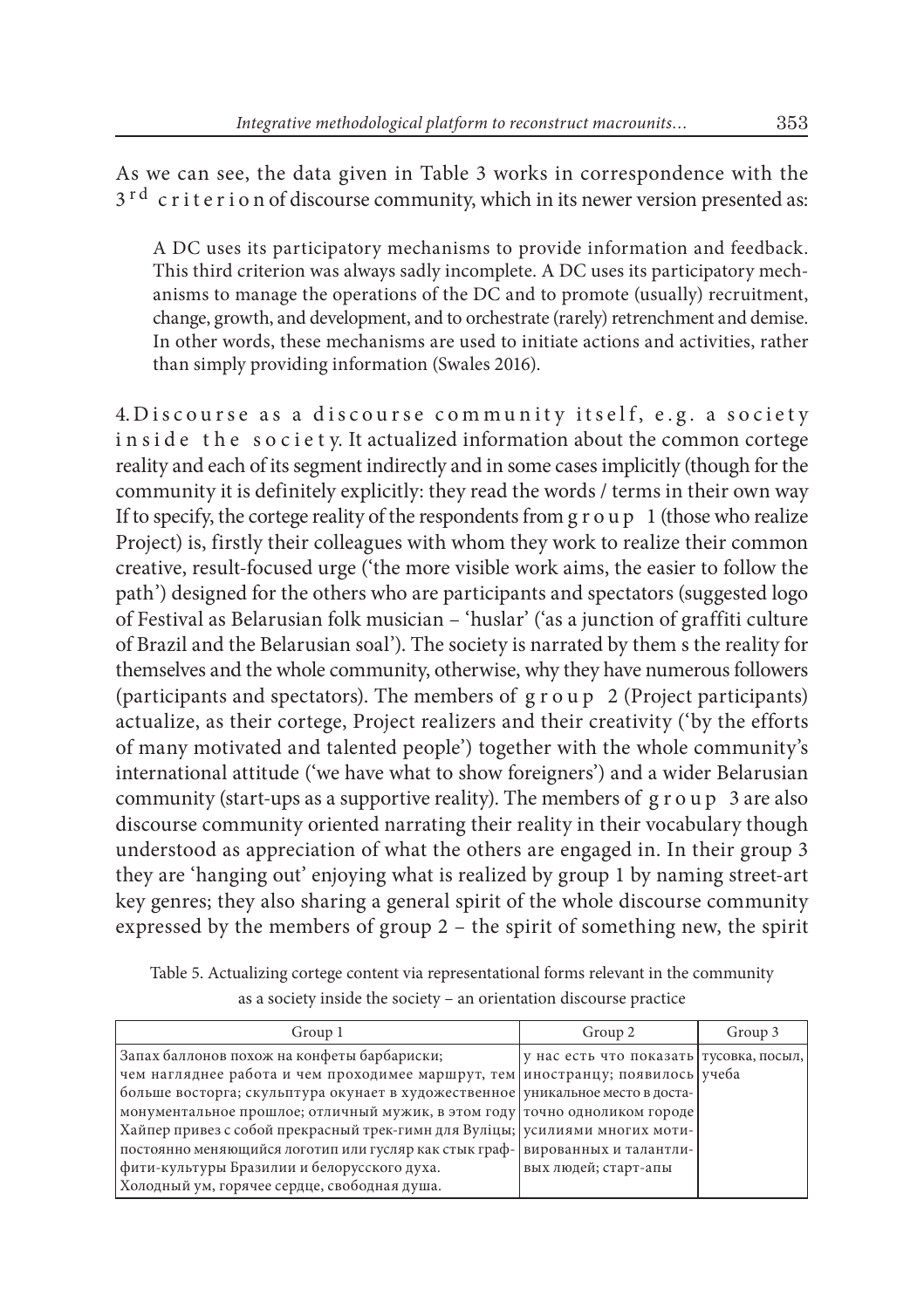As we can see, the data given in Table 3 works in correspondence with the 3rd criterion of discourse community, which in its newer version presented as:

> A DC uses its participatory mechanisms to provide information and feedback. This third criterion was always sadly incomplete. A DC uses its participatory mechanisms to manage the operations of the DC and to promote (usually) recruitment, change, growth, and development, and to orchestrate (rarely) retrenchment and demise. In other words, these mechanisms are used to initiate actions and activities, rather than simply providing information (Swales 2016).

4. Discourse as a discourse community itself, e.g. a society inside the society. It actualized information about the common cortege reality and each of its segment indirectly and in some cases implicitly (though for the community it is definitely explicitly: they read the words / terms in their own way If to specify, the cortege reality of the respondents from group 1 (those who realize Project) is, firstly their colleagues with whom they work to realize their common creative, result-focused urge ('the more visible work aims, the easier to follow the path') designed for the others who are participants and spectators (suggested logo of Festival as Belarusian folk musician – 'huslar' ('as a junction of graffiti culture of Brazil and the Belarusian soal'). The society is narrated by them s the reality for themselves and the whole community, otherwise, why they have numerous followers (participants and spectators). The members of group 2 (Project participants) actualize, as their cortege, Project realizers and their creativity ('by the efforts of many motivated and talented people') together with the whole community's international attitude ('we have what to show foreigners') and a wider Belarusian community (start-ups as a supportive reality). The members of group 3 are also discourse community oriented narrating their reality in their vocabulary though understood as appreciation of what the others are engaged in. In their group 3 they are 'hanging out' enjoying what is realized by group 1 by naming street-art key genres; they also sharing a general spirit of the whole discourse community expressed by the members of group 2 – the spirit of something new, the spirit

Table 5. Actualizing cortege content via representational forms relevant in the community as a society inside the society – an orientation discourse practice

| Group 1 | Group 2 | Group 3 |
|---|---|---|
| Запах баллонов похож на конфеты барбариски; чем нагляднее работа и чем проходимее маршрут, тем больше восторга; скульптура окунает в художественное монументальное прошлое; отличный мужик, в этом году Хайпер привез с собой прекрасный трек-гимн для Вуліцы; постоянно меняющийся логотип или гусляр как стык граффити-культуры Бразилии и белорусского духа. Холодный ум, горячее сердце, свободная душа. | у нас есть что показать иностранцу; появилось уникальное место в достаточно одноликом городе усилиями многих мотивированных и талантливых людей; старт-апы | тусовка, посыл, учеба |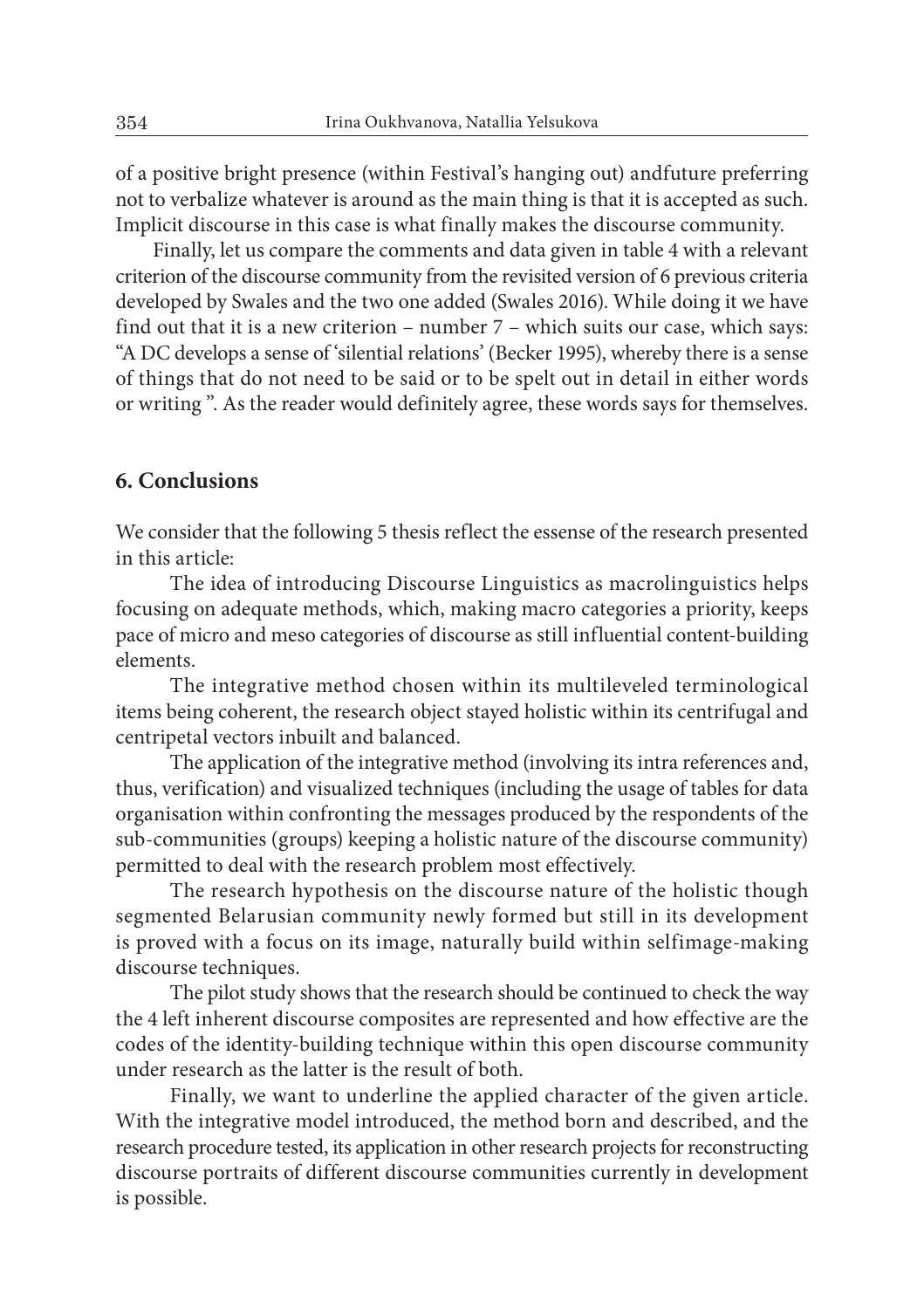of a positive bright presence (within Festival's hanging out) andfuture preferring not to verbalize whatever is around as the main thing is that it is accepted as such. Implicit discourse in this case is what finally makes the discourse community.

Finally, let us compare the comments and data given in table 4 with a relevant criterion of the discourse community from the revisited version of 6 previous criteria developed by Swales and the two one added (Swales 2016). While doing it we have find out that it is a new criterion – number 7 – which suits our case, which says: "A DC develops a sense of 'silential relations' (Becker 1995), whereby there is a sense of things that do not need to be said or to be spelt out in detail in either words or writing ". As the reader would definitely agree, these words says for themselves.

## 6. Conclusions

We consider that the following 5 thesis reflect the essense of the research presented in this article:

The idea of introducing Discourse Linguistics as macrolinguistics helps focusing on adequate methods, which, making macro categories a priority, keeps pace of micro and meso categories of discourse as still influential content-building elements.

The integrative method chosen within its multileveled terminological items being coherent, the research object stayed holistic within its centrifugal and centripetal vectors inbuilt and balanced.

The application of the integrative method (involving its intra references and, thus, verification) and visualized techniques (including the usage of tables for data organisation within confronting the messages produced by the respondents of the sub-communities (groups) keeping a holistic nature of the discourse community) permitted to deal with the research problem most effectively.

The research hypothesis on the discourse nature of the holistic though segmented Belarusian community newly formed but still in its development is proved with a focus on its image, naturally build within selfimage-making discourse techniques.

The pilot study shows that the research should be continued to check the way the 4 left inherent discourse composites are represented and how effective are the codes of the identity-building technique within this open discourse community under research as the latter is the result of both.

Finally, we want to underline the applied character of the given article. With the integrative model introduced, the method born and described, and the research procedure tested, its application in other research projects for reconstructing discourse portraits of different discourse communities currently in development is possible.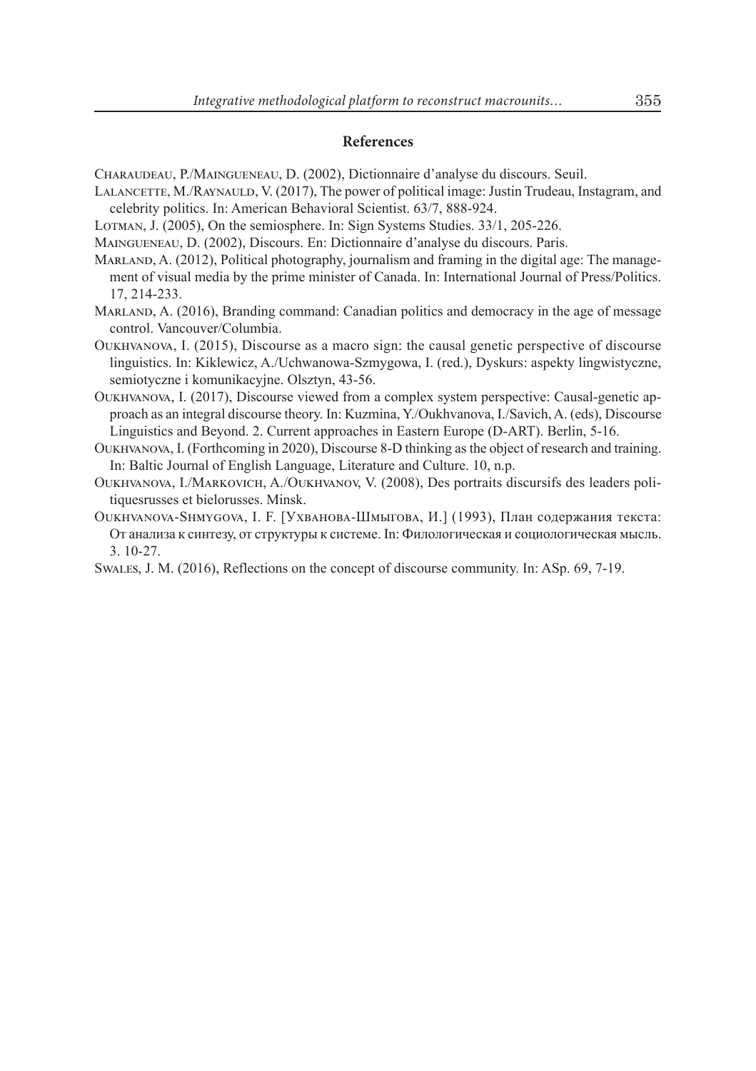## References

Charaudeau, P./Maingueneau, D. (2002), Dictionnaire d'analyse du discours. Seuil.

Lalancette, M./Raynauld, V. (2017), The power of political image: Justin Trudeau, Instagram, and celebrity politics. In: American Behavioral Scientist. 63/7, 888-924.

Lotman, J. (2005), On the semiosphere. In: Sign Systems Studies. 33/1, 205-226.

Maingueneau, D. (2002), Discours. En: Dictionnaire d'analyse du discours. Paris.

Marland, A. (2012), Political photography, journalism and framing in the digital age: The management of visual media by the prime minister of Canada. In: International Journal of Press/Politics. 17, 214-233.

Marland, A. (2016), Branding command: Canadian politics and democracy in the age of message control. Vancouver/Columbia.

Oukhvanova, I. (2015), Discourse as a macro sign: the causal genetic perspective of discourse linguistics. In: Kiklewicz, A./Uchwanowa-Szmygowa, I. (red.), Dyskurs: aspekty lingwistyczne, semiotyczne i komunikacyjne. Olsztyn, 43-56.

Oukhvanova, I. (2017), Discourse viewed from a complex system perspective: Causal-genetic approach as an integral discourse theory. In: Kuzmina, Y./Oukhvanova, I./Savich, A. (eds), Discourse Linguistics and Beyond. 2. Current approaches in Eastern Europe (D-ART). Berlin, 5-16.

Oukhvanova, I. (Forthcoming in 2020), Discourse 8-D thinking as the object of research and training. In: Baltic Journal of English Language, Literature and Culture. 10, n.p.

Oukhvanova, I./Markovich, A./Oukhvanov, V. (2008), Des portraits discursifs des leaders politiquesrusses et bielorusses. Minsk.

Oukhvanova-Shmygova, I. F. [Ухванова-Шмыгова, И.] (1993), План содержания текста: От анализа к синтезу, от структуры к системе. In: Филологическая и социологическая мысль. 3. 10-27.

Swales, J. M. (2016), Reflections on the concept of discourse community. In: ASp. 69, 7-19.